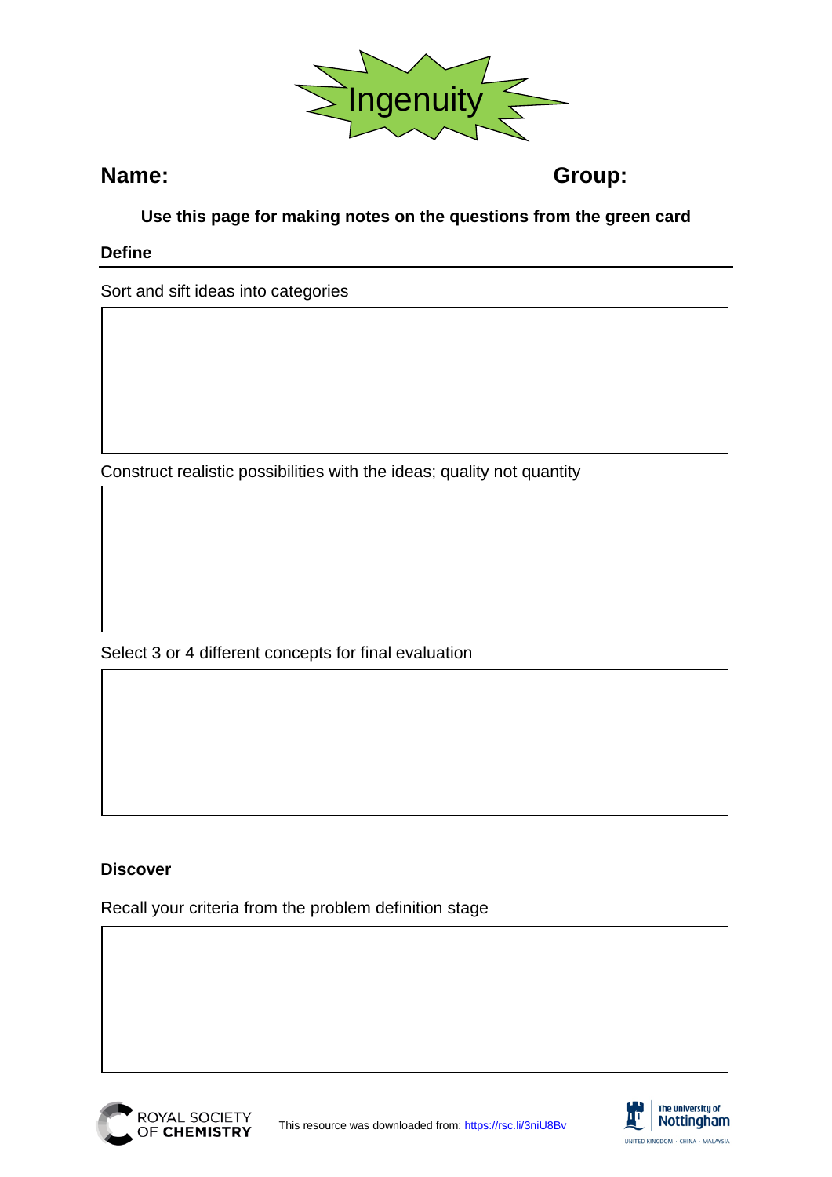# Ingenuity

**Name:** **Group:**

**Use this page for making notes on the questions from the green card**

## Define

Sort and sift ideas into categories

Construct realistic possibilities with the ideas; quality not quantity

Select 3 or 4 different concepts for final evaluation

## Discover

Recall your criteria from the problem definition stage

This resource was downloaded from: https://rsc.li/3niU8Bv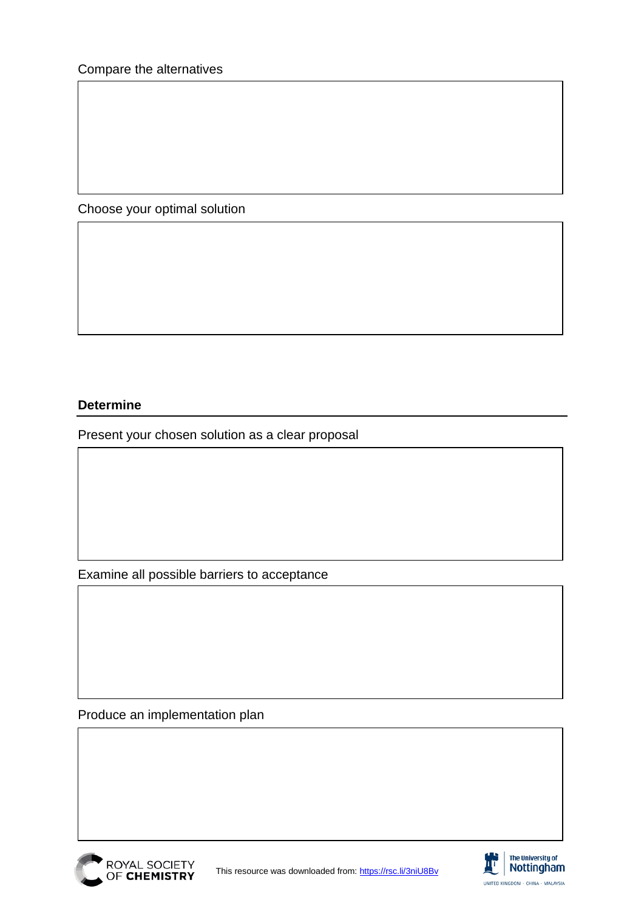Compare the alternatives

Choose your optimal solution

## Determine

Present your chosen solution as a clear proposal

Examine all possible barriers to acceptance

Produce an implementation plan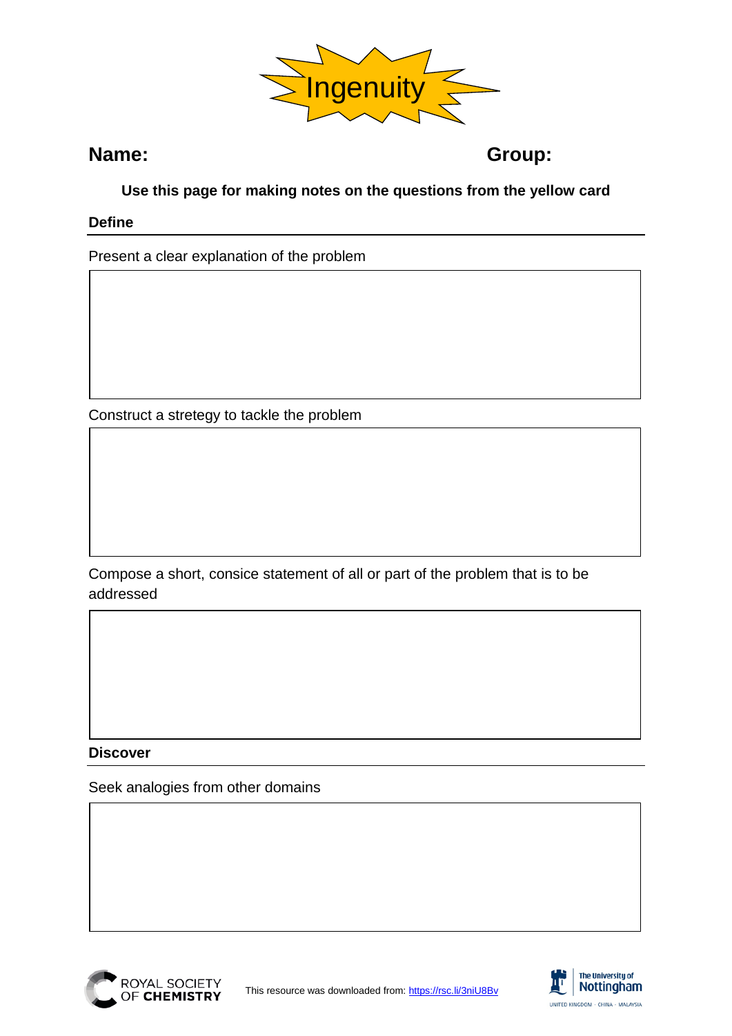# Ingenuity

**Name:** **Group:**

**Use this page for making notes on the questions from the yellow card**

## Define

Present a clear explanation of the problem

Construct a stretegy to tackle the problem

Compose a short, consice statement of all or part of the problem that is to be addressed

## Discover

Seek analogies from other domains

This resource was downloaded from: https://rsc.li/3niU8Bv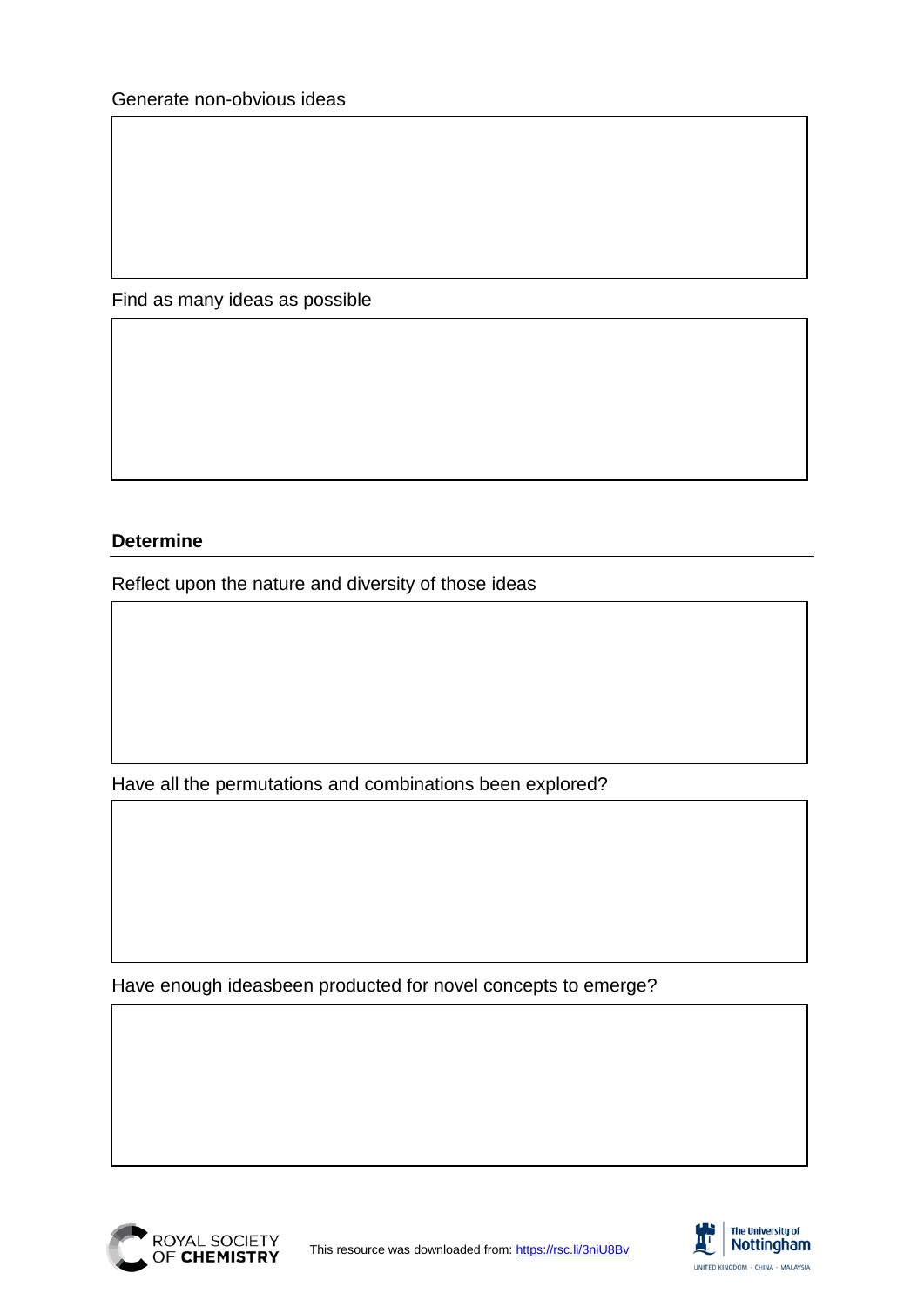Generate non-obvious ideas

Find as many ideas as possible

### Determine

Reflect upon the nature and diversity of those ideas

Have all the permutations and combinations been explored?

Have enough ideasbeen producted for novel concepts to emerge?

This resource was downloaded from: https://rsc.li/3niU8Bv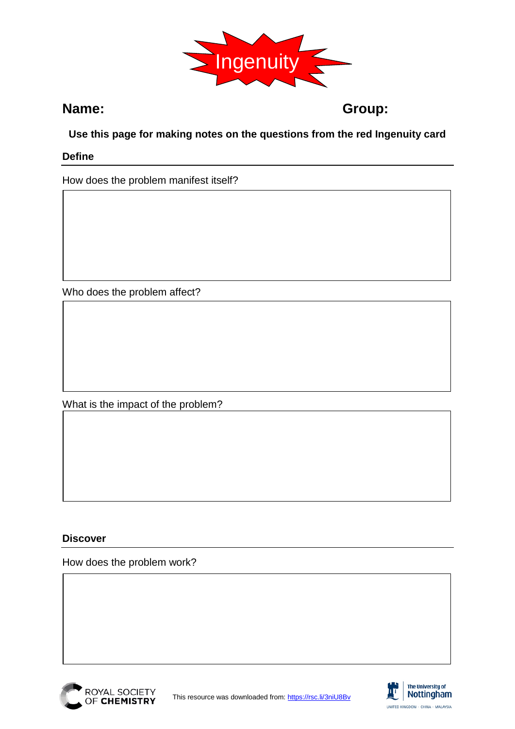# Ingenuity

**Name:** **Group:**

**Use this page for making notes on the questions from the red Ingenuity card**

## Define

How does the problem manifest itself?

Who does the problem affect?

What is the impact of the problem?

## Discover

How does the problem work?

This resource was downloaded from: https://rsc.li/3niU8Bv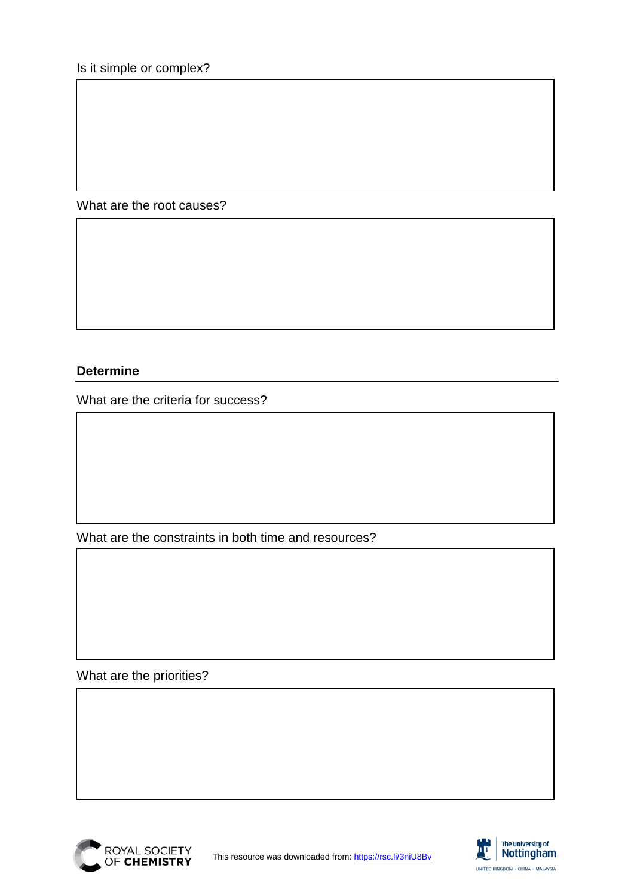Is it simple or complex?

What are the root causes?

**Determine**

What are the criteria for success?

What are the constraints in both time and resources?

What are the priorities?

This resource was downloaded from: https://rsc.li/3niU8Bv